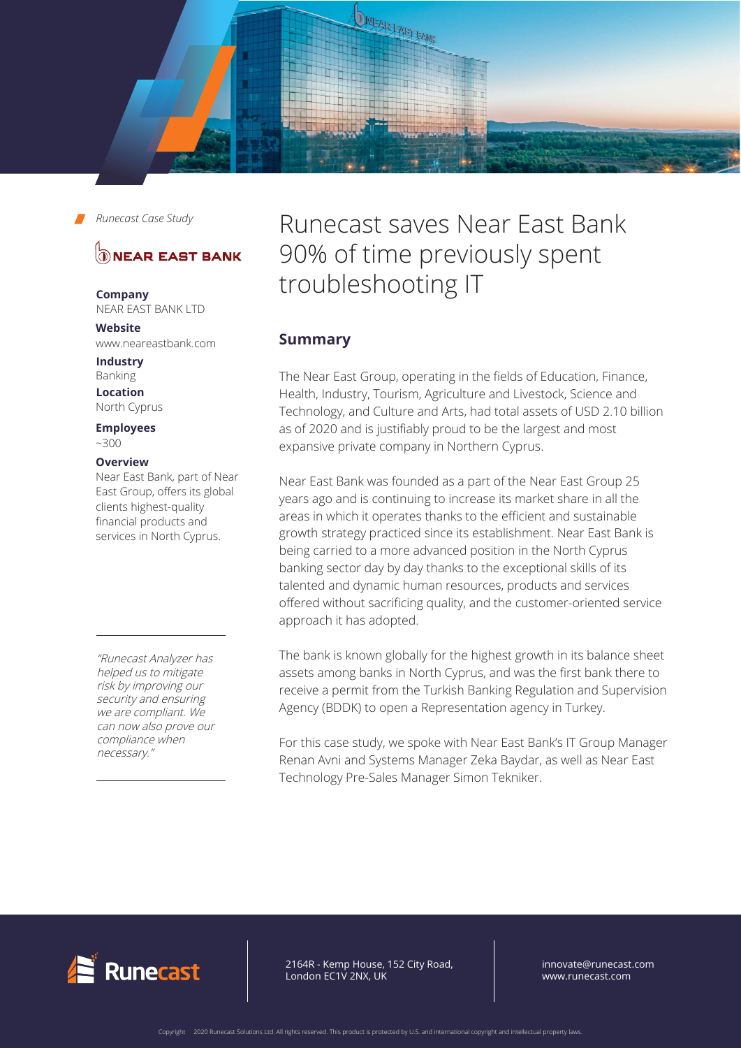*Runecast Case Study*

**NEAR EAST BANK**

**Company**
NEAR EAST BANK LTD

**Website**
www.neareastbank.com

**Industry**
Banking

**Location**
North Cyprus

**Employees**
~300

**Overview**
Near East Bank, part of Near East Group, offers its global clients highest-quality financial products and services in North Cyprus.

*"Runecast Analyzer has helped us to mitigate risk by improving our security and ensuring we are compliant. We can now also prove our compliance when necessary."*

# Runecast saves Near East Bank 90% of time previously spent troubleshooting IT

## Summary

The Near East Group, operating in the fields of Education, Finance, Health, Industry, Tourism, Agriculture and Livestock, Science and Technology, and Culture and Arts, had total assets of USD 2.10 billion as of 2020 and is justifiably proud to be the largest and most expansive private company in Northern Cyprus.

Near East Bank was founded as a part of the Near East Group 25 years ago and is continuing to increase its market share in all the areas in which it operates thanks to the efficient and sustainable growth strategy practiced since its establishment. Near East Bank is being carried to a more advanced position in the North Cyprus banking sector day by day thanks to the exceptional skills of its talented and dynamic human resources, products and services offered without sacrificing quality, and the customer-oriented service approach it has adopted.

The bank is known globally for the highest growth in its balance sheet assets among banks in North Cyprus, and was the first bank there to receive a permit from the Turkish Banking Regulation and Supervision Agency (BDDK) to open a Representation agency in Turkey.

For this case study, we spoke with Near East Bank's IT Group Manager Renan Avni and Systems Manager Zeka Baydar, as well as Near East Technology Pre-Sales Manager Simon Tekniker.

Runecast

2164R - Kemp House, 152 City Road,
London EC1V 2NX, UK

innovate@runecast.com
www.runecast.com

Copyright 2020 Runecast Solutions Ltd. All rights reserved. This product is protected by U.S. and international copyright and intellectual property laws.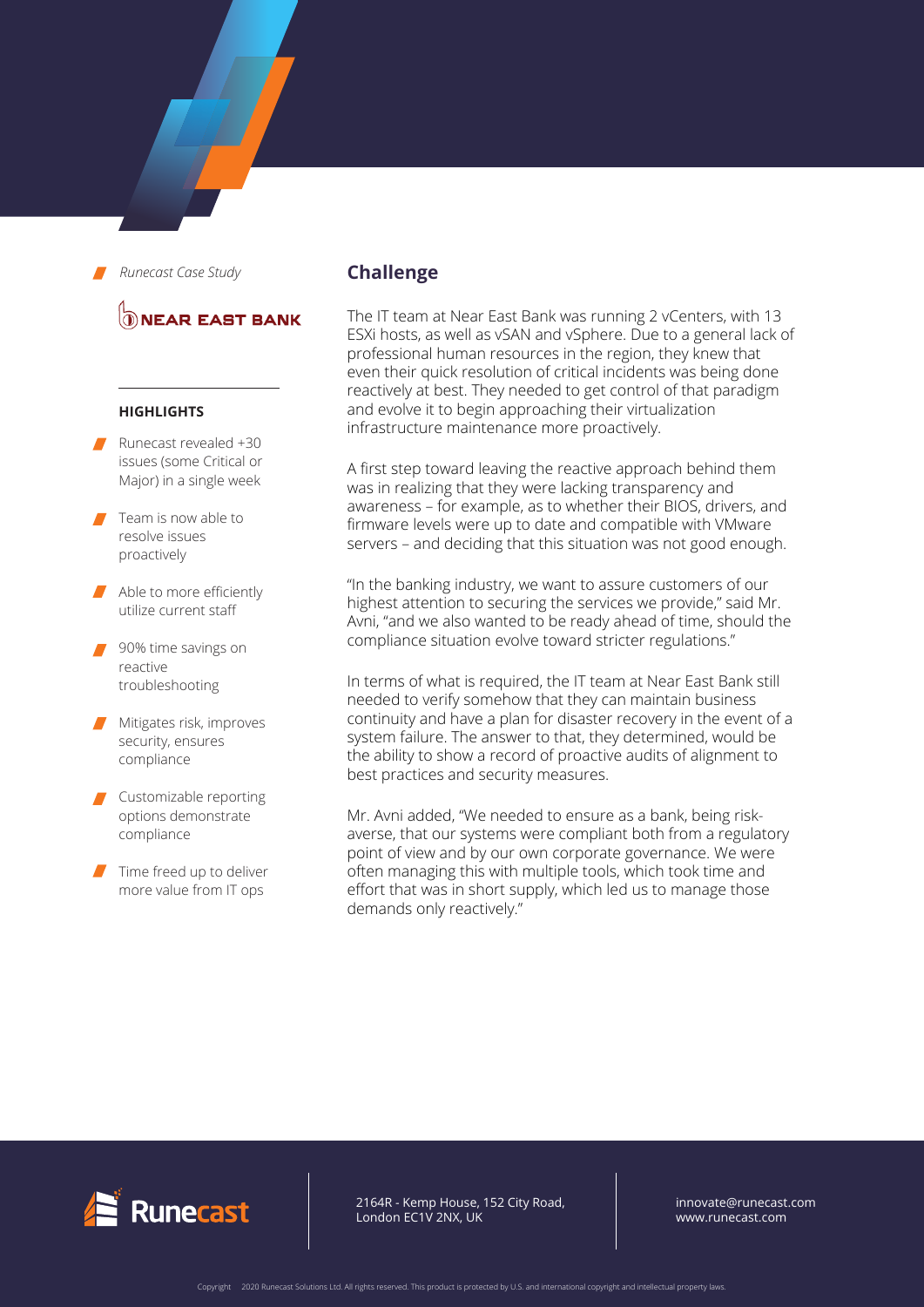*Runecast Case Study*

NEAR EAST BANK

**HIGHLIGHTS**

- Runecast revealed +30 issues (some Critical or Major) in a single week
- Team is now able to resolve issues proactively
- Able to more efficiently utilize current staff
- 90% time savings on reactive troubleshooting
- Mitigates risk, improves security, ensures compliance
- Customizable reporting options demonstrate compliance
- Time freed up to deliver more value from IT ops

## Challenge

The IT team at Near East Bank was running 2 vCenters, with 13 ESXi hosts, as well as vSAN and vSphere. Due to a general lack of professional human resources in the region, they knew that even their quick resolution of critical incidents was being done reactively at best. They needed to get control of that paradigm and evolve it to begin approaching their virtualization infrastructure maintenance more proactively.

A first step toward leaving the reactive approach behind them was in realizing that they were lacking transparency and awareness – for example, as to whether their BIOS, drivers, and firmware levels were up to date and compatible with VMware servers – and deciding that this situation was not good enough.

"In the banking industry, we want to assure customers of our highest attention to securing the services we provide," said Mr. Avni, "and we also wanted to be ready ahead of time, should the compliance situation evolve toward stricter regulations."

In terms of what is required, the IT team at Near East Bank still needed to verify somehow that they can maintain business continuity and have a plan for disaster recovery in the event of a system failure. The answer to that, they determined, would be the ability to show a record of proactive audits of alignment to best practices and security measures.

Mr. Avni added, "We needed to ensure as a bank, being risk-averse, that our systems were compliant both from a regulatory point of view and by our own corporate governance. We were often managing this with multiple tools, which took time and effort that was in short supply, which led us to manage those demands only reactively."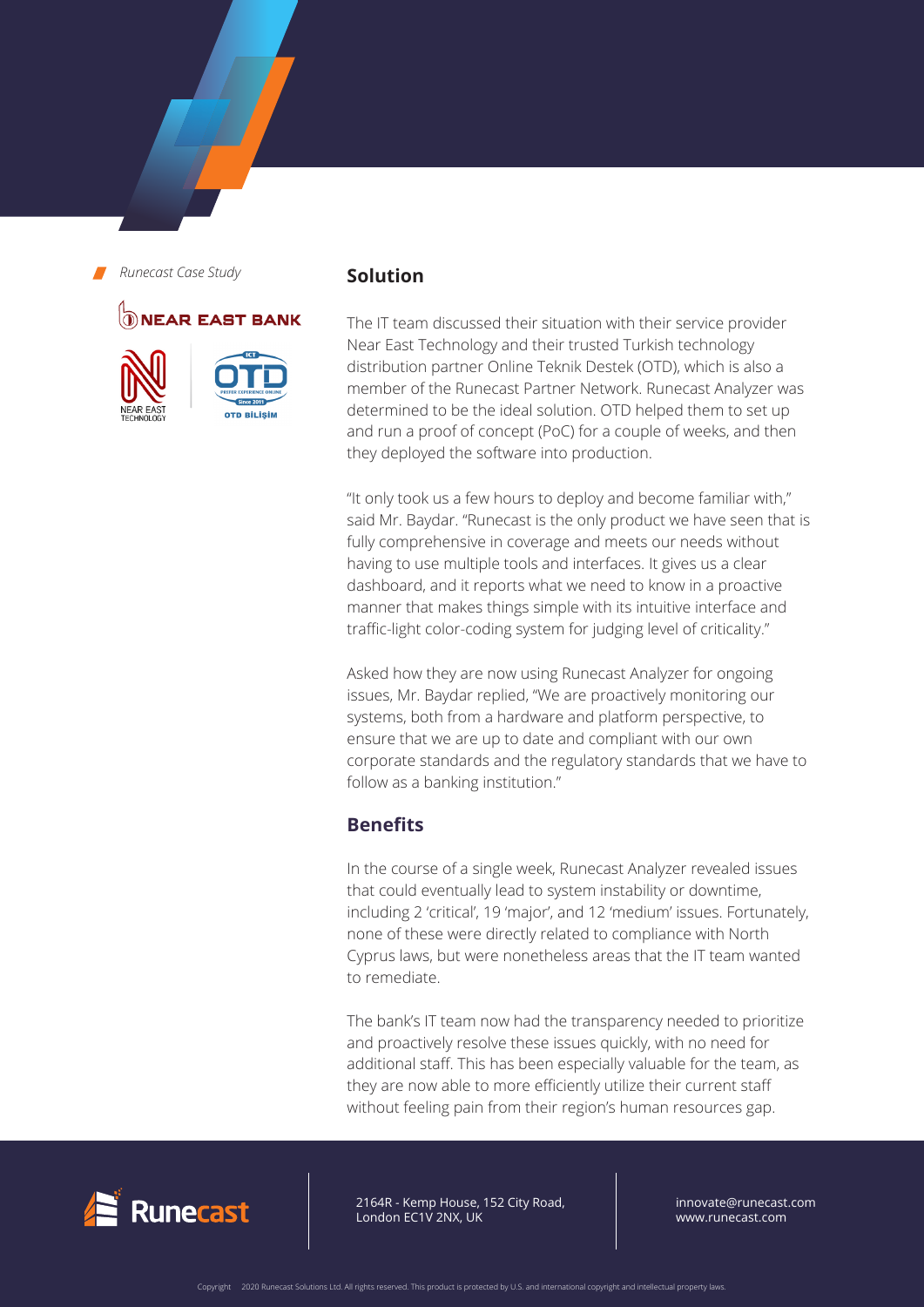*Runecast Case Study*

## Solution

The IT team discussed their situation with their service provider Near East Technology and their trusted Turkish technology distribution partner Online Teknik Destek (OTD), which is also a member of the Runecast Partner Network. Runecast Analyzer was determined to be the ideal solution. OTD helped them to set up and run a proof of concept (PoC) for a couple of weeks, and then they deployed the software into production.

"It only took us a few hours to deploy and become familiar with," said Mr. Baydar. "Runecast is the only product we have seen that is fully comprehensive in coverage and meets our needs without having to use multiple tools and interfaces. It gives us a clear dashboard, and it reports what we need to know in a proactive manner that makes things simple with its intuitive interface and traffic-light color-coding system for judging level of criticality."

Asked how they are now using Runecast Analyzer for ongoing issues, Mr. Baydar replied, "We are proactively monitoring our systems, both from a hardware and platform perspective, to ensure that we are up to date and compliant with our own corporate standards and the regulatory standards that we have to follow as a banking institution."

## Benefits

In the course of a single week, Runecast Analyzer revealed issues that could eventually lead to system instability or downtime, including 2 'critical', 19 'major', and 12 'medium' issues. Fortunately, none of these were directly related to compliance with North Cyprus laws, but were nonetheless areas that the IT team wanted to remediate.

The bank's IT team now had the transparency needed to prioritize and proactively resolve these issues quickly, with no need for additional staff. This has been especially valuable for the team, as they are now able to more efficiently utilize their current staff without feeling pain from their region's human resources gap.

2164R - Kemp House, 152 City Road, London EC1V 2NX, UK

innovate@runecast.com
www.runecast.com

Copyright 2020 Runecast Solutions Ltd. All rights reserved. This product is protected by U.S. and international copyright and intellectual property laws.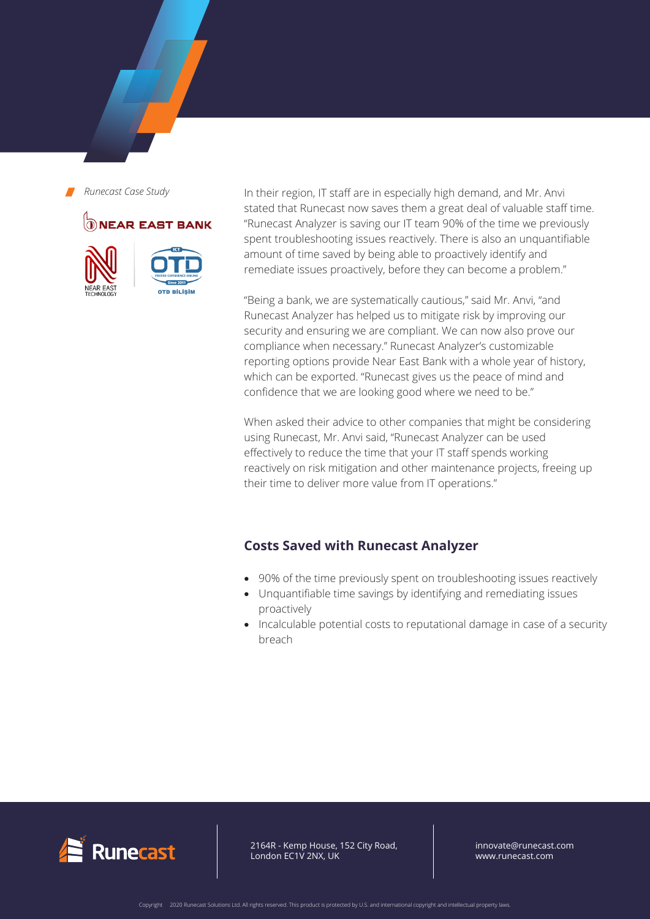*Runecast Case Study*

NEAR EAST BANK

NEAR EAST TECHNOLOGY

OTD BİLİŞİM

In their region, IT staff are in especially high demand, and Mr. Anvi stated that Runecast now saves them a great deal of valuable staff time. "Runecast Analyzer is saving our IT team 90% of the time we previously spent troubleshooting issues reactively. There is also an unquantifiable amount of time saved by being able to proactively identify and remediate issues proactively, before they can become a problem."

"Being a bank, we are systematically cautious," said Mr. Anvi, "and Runecast Analyzer has helped us to mitigate risk by improving our security and ensuring we are compliant. We can now also prove our compliance when necessary." Runecast Analyzer's customizable reporting options provide Near East Bank with a whole year of history, which can be exported. "Runecast gives us the peace of mind and confidence that we are looking good where we need to be."

When asked their advice to other companies that might be considering using Runecast, Mr. Anvi said, "Runecast Analyzer can be used effectively to reduce the time that your IT staff spends working reactively on risk mitigation and other maintenance projects, freeing up their time to deliver more value from IT operations."

## Costs Saved with Runecast Analyzer

- 90% of the time previously spent on troubleshooting issues reactively
- Unquantifiable time savings by identifying and remediating issues proactively
- Incalculable potential costs to reputational damage in case of a security breach

Runecast

2164R - Kemp House, 152 City Road,
London EC1V 2NX, UK

innovate@runecast.com
www.runecast.com

Copyright 2020 Runecast Solutions Ltd. All rights reserved. This product is protected by U.S. and international copyright and intellectual property laws.